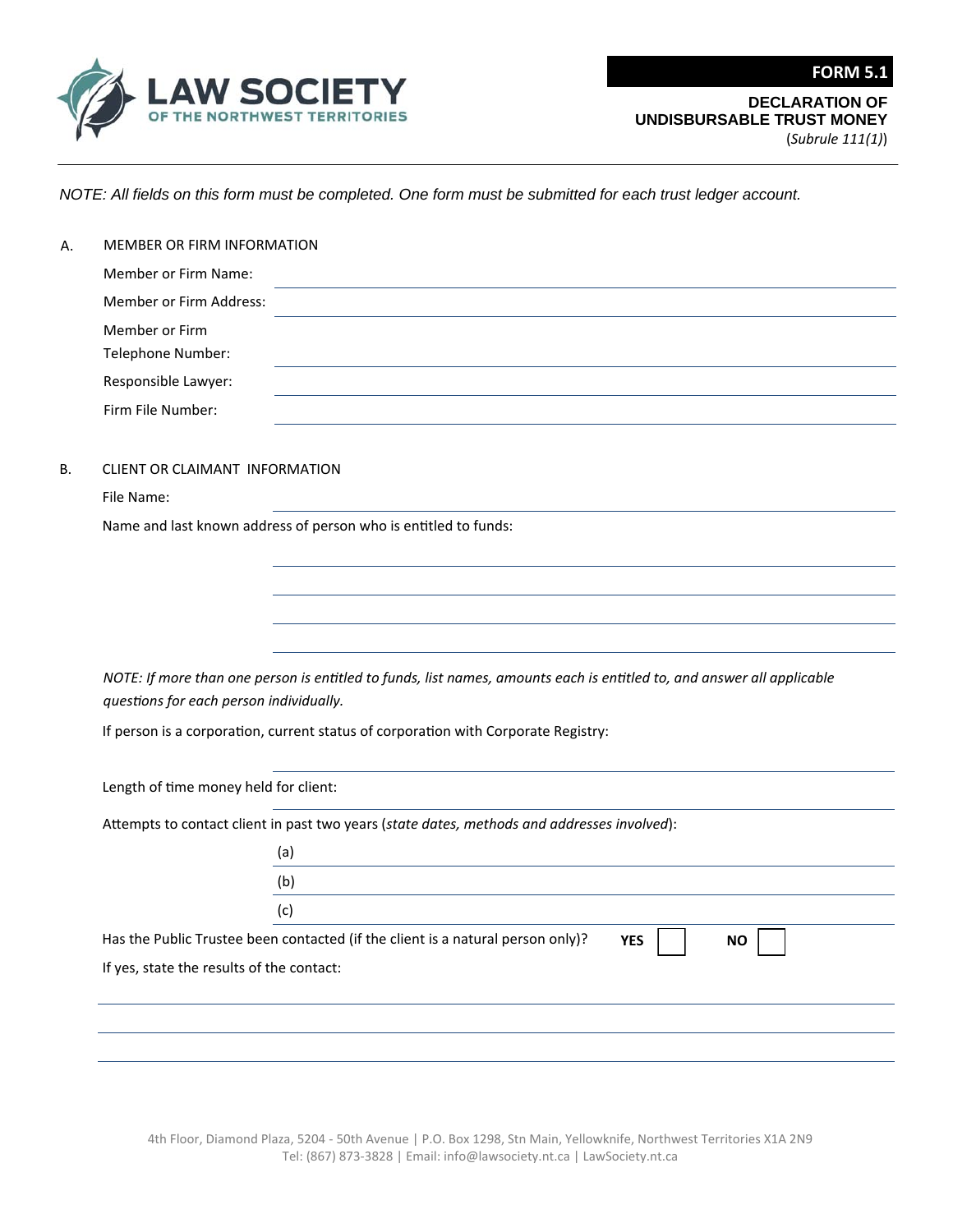LAW SOCIETY OF THE NORTHWEST TERRITORIES

**FORM 5.1**

**DECLARATION OF UNDISBURSABLE TRUST MONEY**

(*Subrule 111(1)*)

*NOTE: All fields on this form must be completed. One form must be submitted for each trust ledger account.*

A. MEMBER OR FIRM INFORMATION

Member or Firm Name: ______________________

Member or Firm Address: ______________________

Member or Firm Telephone Number: ______________________

Responsible Lawyer: ______________________

Firm File Number: ______________________

B. CLIENT OR CLAIMANT INFORMATION

File Name: ______________________

Name and last known address of person who is entitled to funds:

______________________

______________________

______________________

______________________

*NOTE: If more than one person is entitled to funds, list names, amounts each is entitled to, and answer all applicable questions for each person individually.*

If person is a corporation, current status of corporation with Corporate Registry:

______________________

Length of time money held for client: ______________________

Attempts to contact client in past two years (*state dates, methods and addresses involved*):

(a) ______________________

(b) ______________________

(c) ______________________

Has the Public Trustee been contacted (if the client is a natural person only)? **YES** ☐ **NO** ☐

If yes, state the results of the contact:

______________________

______________________

______________________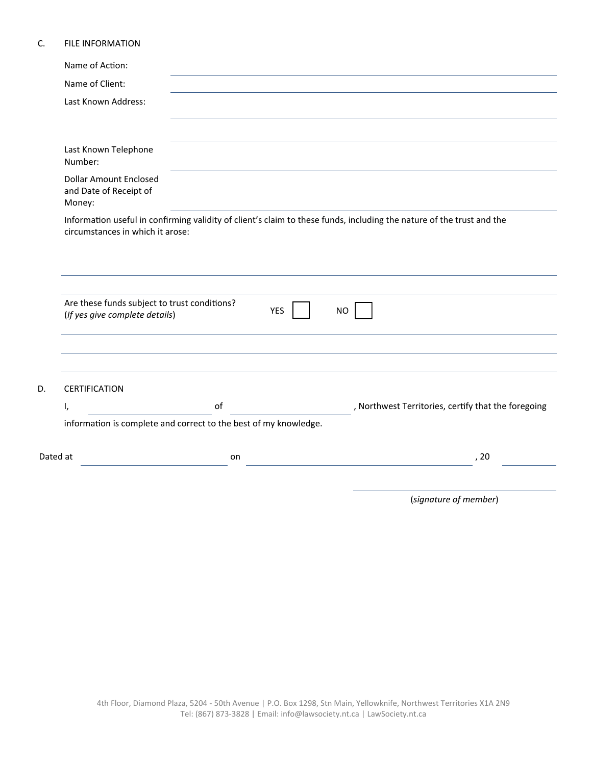C. FILE INFORMATION

Name of Action: ____________________

Name of Client: ____________________

Last Known Address: ____________________

____________________

Last Known Telephone Number: ____________________

Dollar Amount Enclosed and Date of Receipt of Money: ____________________

Information useful in confirming validity of client's claim to these funds, including the nature of the trust and the circumstances in which it arose:

____________________

____________________

Are these funds subject to trust conditions? (*If yes give complete details*) YES ☐ NO ☐

____________________

____________________

____________________

D. CERTIFICATION

I, ____________________ of ____________________, Northwest Territories, certify that the foregoing information is complete and correct to the best of my knowledge.

Dated at ____________________ on ____________________, 20____

____________________
(*signature of member*)

4th Floor, Diamond Plaza, 5204 - 50th Avenue | P.O. Box 1298, Stn Main, Yellowknife, Northwest Territories X1A 2N9
Tel: (867) 873-3828 | Email: info@lawsociety.nt.ca | LawSociety.nt.ca